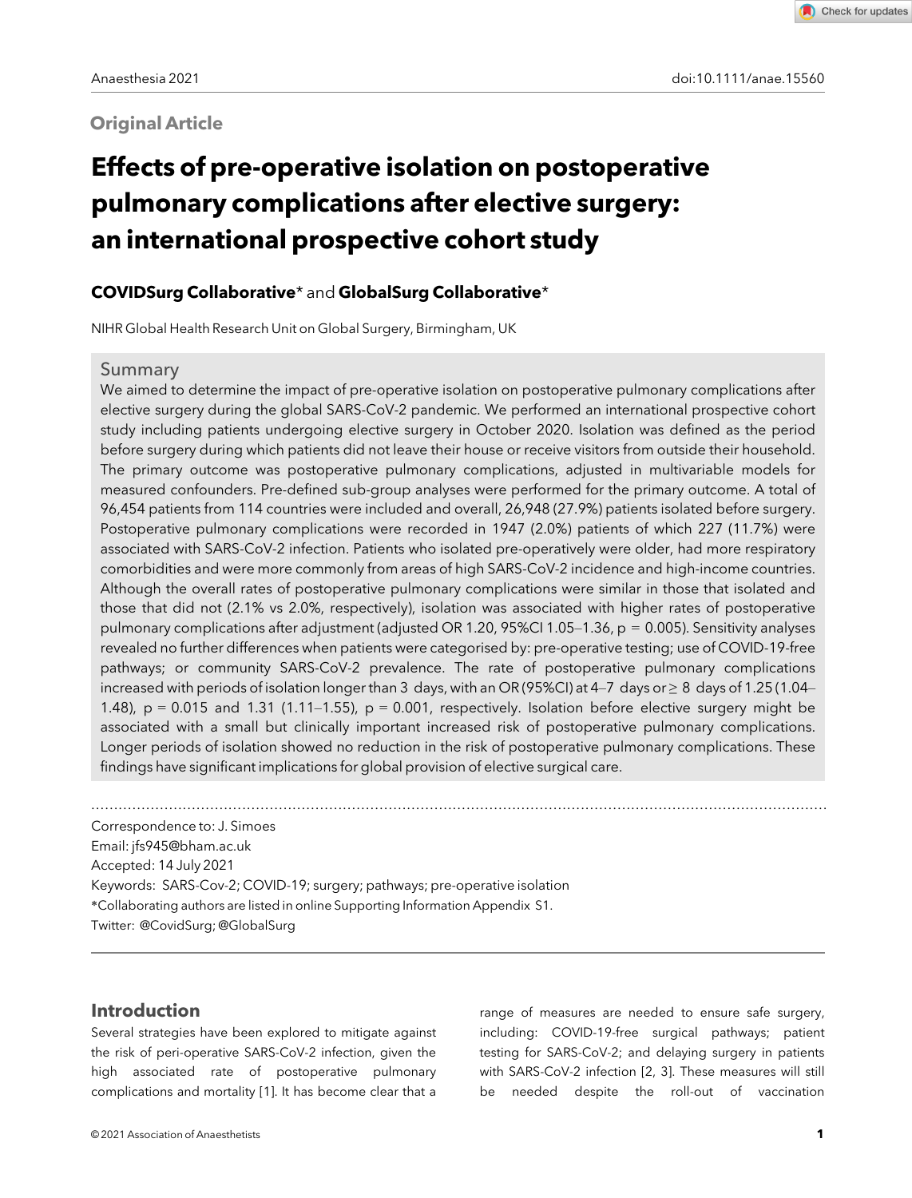## Original Article

# Effects of pre-operative isolation on postoperative pulmonary complications after elective surgery: an international prospective cohort study

**COVIDSurg Collaborative*** and **GlobalSurg Collaborative***

NIHR Global Health Research Unit on Global Surgery, Birmingham, UK

## Summary

We aimed to determine the impact of pre-operative isolation on postoperative pulmonary complications after elective surgery during the global SARS-CoV-2 pandemic. We performed an international prospective cohort study including patients undergoing elective surgery in October 2020. Isolation was defined as the period before surgery during which patients did not leave their house or receive visitors from outside their household. The primary outcome was postoperative pulmonary complications, adjusted in multivariable models for measured confounders. Pre-defined sub-group analyses were performed for the primary outcome. A total of 96,454 patients from 114 countries were included and overall, 26,948 (27.9%) patients isolated before surgery. Postoperative pulmonary complications were recorded in 1947 (2.0%) patients of which 227 (11.7%) were associated with SARS-CoV-2 infection. Patients who isolated pre-operatively were older, had more respiratory comorbidities and were more commonly from areas of high SARS-CoV-2 incidence and high-income countries. Although the overall rates of postoperative pulmonary complications were similar in those that isolated and those that did not (2.1% vs 2.0%, respectively), isolation was associated with higher rates of postoperative pulmonary complications after adjustment (adjusted OR 1.20, 95%CI 1.05–1.36, $p = 0.005$). Sensitivity analyses revealed no further differences when patients were categorised by: pre-operative testing; use of COVID-19-free pathways; or community SARS-CoV-2 prevalence. The rate of postoperative pulmonary complications increased with periods of isolation longer than 3 days, with an OR (95%CI) at 4–7 days or $\geq$ 8 days of 1.25 (1.04–1.48), $p = 0.015$ and 1.31 (1.11–1.55), $p = 0.001$, respectively. Isolation before elective surgery might be associated with a small but clinically important increased risk of postoperative pulmonary complications. Longer periods of isolation showed no reduction in the risk of postoperative pulmonary complications. These findings have significant implications for global provision of elective surgical care.

Correspondence to: J. Simoes
Email: jfs945@bham.ac.uk
Accepted: 14 July 2021
Keywords: SARS-Cov-2; COVID-19; surgery; pathways; pre-operative isolation
*Collaborating authors are listed in online Supporting Information Appendix S1.
Twitter: @CovidSurg; @GlobalSurg

## Introduction

Several strategies have been explored to mitigate against the risk of peri-operative SARS-CoV-2 infection, given the high associated rate of postoperative pulmonary complications and mortality [1]. It has become clear that a range of measures are needed to ensure safe surgery, including: COVID-19-free surgical pathways; patient testing for SARS-CoV-2; and delaying surgery in patients with SARS-CoV-2 infection [2, 3]. These measures will still be needed despite the roll-out of vaccination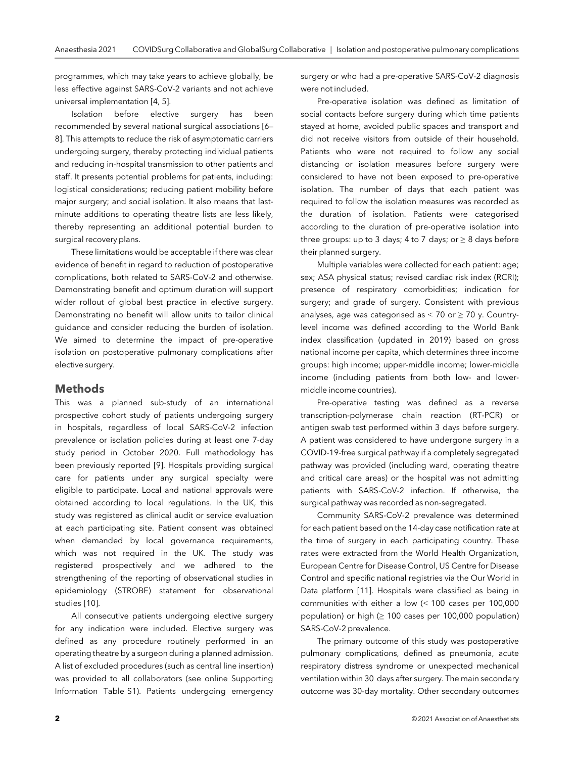programmes, which may take years to achieve globally, be less effective against SARS-CoV-2 variants and not achieve universal implementation [4, 5].

Isolation before elective surgery has been recommended by several national surgical associations [6–8]. This attempts to reduce the risk of asymptomatic carriers undergoing surgery, thereby protecting individual patients and reducing in-hospital transmission to other patients and staff. It presents potential problems for patients, including: logistical considerations; reducing patient mobility before major surgery; and social isolation. It also means that last-minute additions to operating theatre lists are less likely, thereby representing an additional potential burden to surgical recovery plans.

These limitations would be acceptable if there was clear evidence of benefit in regard to reduction of postoperative complications, both related to SARS-CoV-2 and otherwise. Demonstrating benefit and optimum duration will support wider rollout of global best practice in elective surgery. Demonstrating no benefit will allow units to tailor clinical guidance and consider reducing the burden of isolation. We aimed to determine the impact of pre-operative isolation on postoperative pulmonary complications after elective surgery.

## Methods

This was a planned sub-study of an international prospective cohort study of patients undergoing surgery in hospitals, regardless of local SARS-CoV-2 infection prevalence or isolation policies during at least one 7-day study period in October 2020. Full methodology has been previously reported [9]. Hospitals providing surgical care for patients under any surgical specialty were eligible to participate. Local and national approvals were obtained according to local regulations. In the UK, this study was registered as clinical audit or service evaluation at each participating site. Patient consent was obtained when demanded by local governance requirements, which was not required in the UK. The study was registered prospectively and we adhered to the strengthening of the reporting of observational studies in epidemiology (STROBE) statement for observational studies [10].

All consecutive patients undergoing elective surgery for any indication were included. Elective surgery was defined as any procedure routinely performed in an operating theatre by a surgeon during a planned admission. A list of excluded procedures (such as central line insertion) was provided to all collaborators (see online Supporting Information Table S1). Patients undergoing emergency surgery or who had a pre-operative SARS-CoV-2 diagnosis were not included.

Pre-operative isolation was defined as limitation of social contacts before surgery during which time patients stayed at home, avoided public spaces and transport and did not receive visitors from outside of their household. Patients who were not required to follow any social distancing or isolation measures before surgery were considered to have not been exposed to pre-operative isolation. The number of days that each patient was required to follow the isolation measures was recorded as the duration of isolation. Patients were categorised according to the duration of pre-operative isolation into three groups: up to 3 days; 4 to 7 days; or ≥ 8 days before their planned surgery.

Multiple variables were collected for each patient: age; sex; ASA physical status; revised cardiac risk index (RCRI); presence of respiratory comorbidities; indication for surgery; and grade of surgery. Consistent with previous analyses, age was categorised as < 70 or ≥ 70 y. Country-level income was defined according to the World Bank index classification (updated in 2019) based on gross national income per capita, which determines three income groups: high income; upper-middle income; lower-middle income (including patients from both low- and lower-middle income countries).

Pre-operative testing was defined as a reverse transcription-polymerase chain reaction (RT-PCR) or antigen swab test performed within 3 days before surgery. A patient was considered to have undergone surgery in a COVID-19-free surgical pathway if a completely segregated pathway was provided (including ward, operating theatre and critical care areas) or the hospital was not admitting patients with SARS-CoV-2 infection. If otherwise, the surgical pathway was recorded as non-segregated.

Community SARS-CoV-2 prevalence was determined for each patient based on the 14-day case notification rate at the time of surgery in each participating country. These rates were extracted from the World Health Organization, European Centre for Disease Control, US Centre for Disease Control and specific national registries via the Our World in Data platform [11]. Hospitals were classified as being in communities with either a low (< 100 cases per 100,000 population) or high (≥ 100 cases per 100,000 population) SARS-CoV-2 prevalence.

The primary outcome of this study was postoperative pulmonary complications, defined as pneumonia, acute respiratory distress syndrome or unexpected mechanical ventilation within 30 days after surgery. The main secondary outcome was 30-day mortality. Other secondary outcomes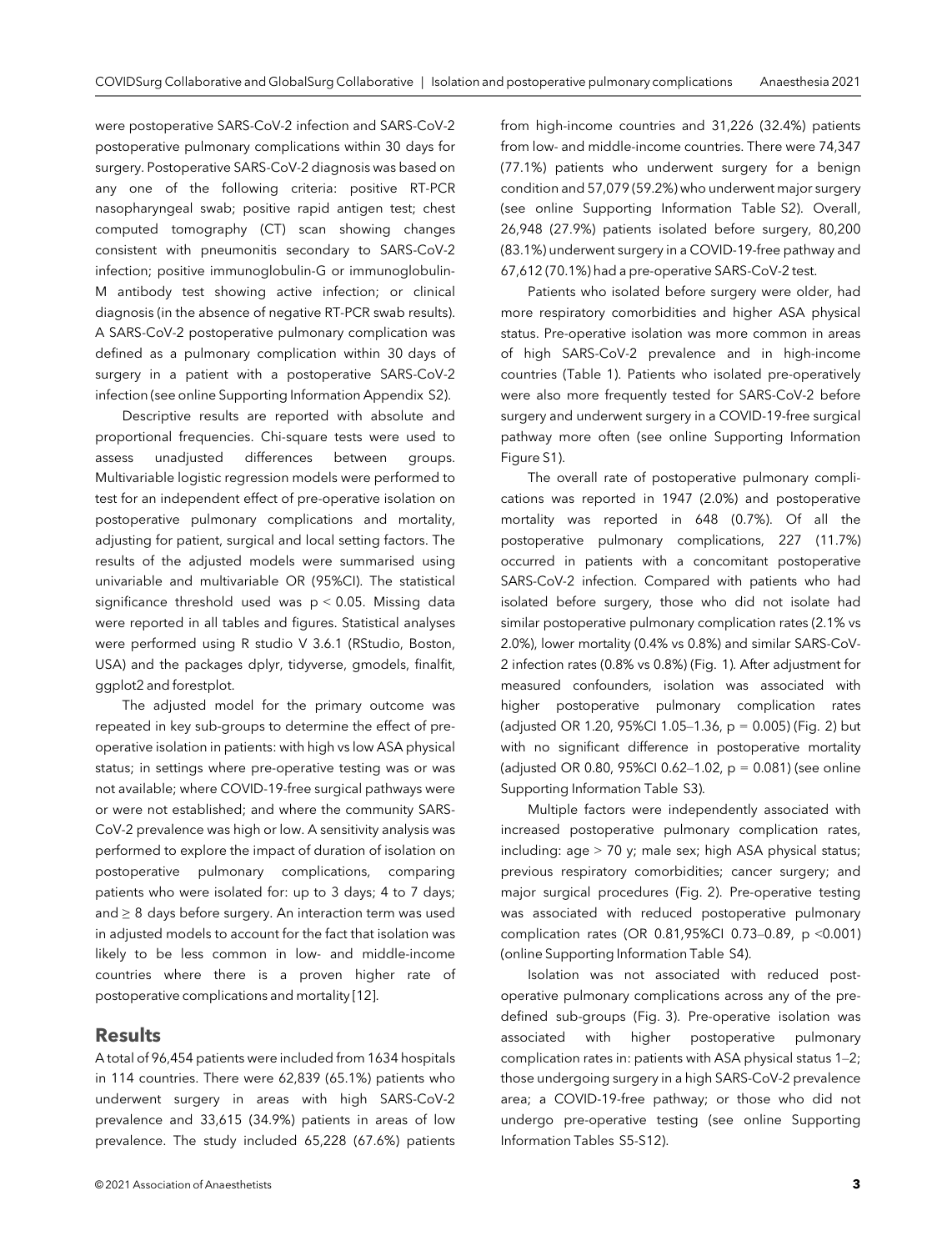were postoperative SARS-CoV-2 infection and SARS-CoV-2 postoperative pulmonary complications within 30 days for surgery. Postoperative SARS-CoV-2 diagnosis was based on any one of the following criteria: positive RT-PCR nasopharyngeal swab; positive rapid antigen test; chest computed tomography (CT) scan showing changes consistent with pneumonitis secondary to SARS-CoV-2 infection; positive immunoglobulin-G or immunoglobulin-M antibody test showing active infection; or clinical diagnosis (in the absence of negative RT-PCR swab results). A SARS-CoV-2 postoperative pulmonary complication was defined as a pulmonary complication within 30 days of surgery in a patient with a postoperative SARS-CoV-2 infection (see online Supporting Information Appendix S2).

Descriptive results are reported with absolute and proportional frequencies. Chi-square tests were used to assess unadjusted differences between groups. Multivariable logistic regression models were performed to test for an independent effect of pre-operative isolation on postoperative pulmonary complications and mortality, adjusting for patient, surgical and local setting factors. The results of the adjusted models were summarised using univariable and multivariable OR (95%CI). The statistical significance threshold used was $p < 0.05$. Missing data were reported in all tables and figures. Statistical analyses were performed using R studio V 3.6.1 (RStudio, Boston, USA) and the packages dplyr, tidyverse, gmodels, finalfit, ggplot2 and forestplot.

The adjusted model for the primary outcome was repeated in key sub-groups to determine the effect of pre-operative isolation in patients: with high vs low ASA physical status; in settings where pre-operative testing was or was not available; where COVID-19-free surgical pathways were or were not established; and where the community SARS-CoV-2 prevalence was high or low. A sensitivity analysis was performed to explore the impact of duration of isolation on postoperative pulmonary complications, comparing patients who were isolated for: up to 3 days; 4 to 7 days; and $\geq 8$ days before surgery. An interaction term was used in adjusted models to account for the fact that isolation was likely to be less common in low- and middle-income countries where there is a proven higher rate of postoperative complications and mortality [12].

## Results

A total of 96,454 patients were included from 1634 hospitals in 114 countries. There were 62,839 (65.1%) patients who underwent surgery in areas with high SARS-CoV-2 prevalence and 33,615 (34.9%) patients in areas of low prevalence. The study included 65,228 (67.6%) patients from high-income countries and 31,226 (32.4%) patients from low- and middle-income countries. There were 74,347 (77.1%) patients who underwent surgery for a benign condition and 57,079 (59.2%) who underwent major surgery (see online Supporting Information Table S2). Overall, 26,948 (27.9%) patients isolated before surgery, 80,200 (83.1%) underwent surgery in a COVID-19-free pathway and 67,612 (70.1%) had a pre-operative SARS-CoV-2 test.

Patients who isolated before surgery were older, had more respiratory comorbidities and higher ASA physical status. Pre-operative isolation was more common in areas of high SARS-CoV-2 prevalence and in high-income countries (Table 1). Patients who isolated pre-operatively were also more frequently tested for SARS-CoV-2 before surgery and underwent surgery in a COVID-19-free surgical pathway more often (see online Supporting Information Figure S1).

The overall rate of postoperative pulmonary complications was reported in 1947 (2.0%) and postoperative mortality was reported in 648 (0.7%). Of all the postoperative pulmonary complications, 227 (11.7%) occurred in patients with a concomitant postoperative SARS-CoV-2 infection. Compared with patients who had isolated before surgery, those who did not isolate had similar postoperative pulmonary complication rates (2.1% vs 2.0%), lower mortality (0.4% vs 0.8%) and similar SARS-CoV-2 infection rates (0.8% vs 0.8%) (Fig. 1). After adjustment for measured confounders, isolation was associated with higher postoperative pulmonary complication rates (adjusted OR 1.20, 95%CI 1.05–1.36, $p = 0.005$) (Fig. 2) but with no significant difference in postoperative mortality (adjusted OR 0.80, 95%CI 0.62–1.02, $p = 0.081$) (see online Supporting Information Table S3).

Multiple factors were independently associated with increased postoperative pulmonary complication rates, including: age > 70 y; male sex; high ASA physical status; previous respiratory comorbidities; cancer surgery; and major surgical procedures (Fig. 2). Pre-operative testing was associated with reduced postoperative pulmonary complication rates (OR 0.81,95%CI 0.73–0.89, $p < 0.001$) (online Supporting Information Table S4).

Isolation was not associated with reduced postoperative pulmonary complications across any of the pre-defined sub-groups (Fig. 3). Pre-operative isolation was associated with higher postoperative pulmonary complication rates in: patients with ASA physical status 1–2; those undergoing surgery in a high SARS-CoV-2 prevalence area; a COVID-19-free pathway; or those who did not undergo pre-operative testing (see online Supporting Information Tables S5-S12).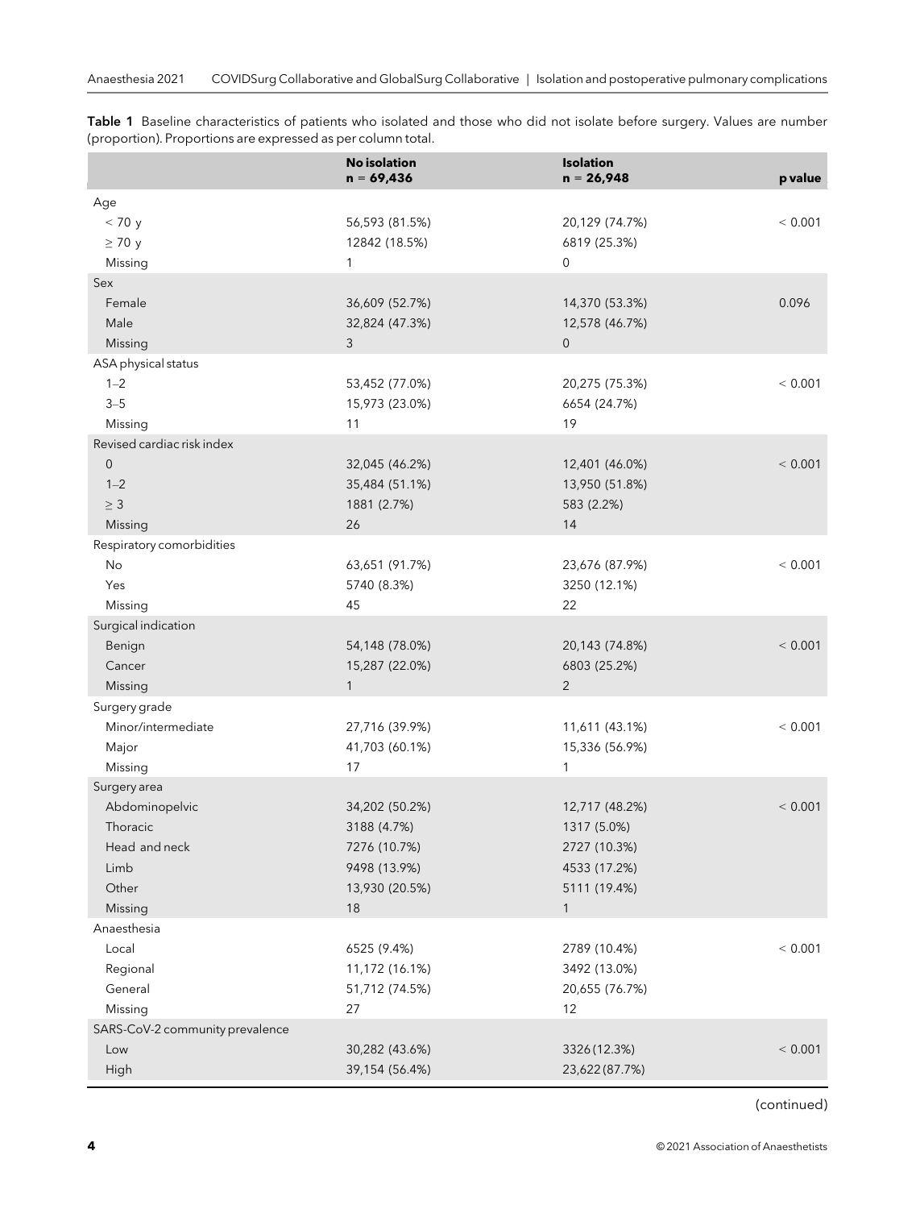**Table 1** Baseline characteristics of patients who isolated and those who did not isolate before surgery. Values are number (proportion). Proportions are expressed as per column total.

| | **No isolation n = 69,436** | **Isolation n = 26,948** | **p value** |
|---|---|---|---|
| Age | | | |
| < 70 y | 56,593 (81.5%) | 20,129 (74.7%) | < 0.001 |
| ≥ 70 y | 12842 (18.5%) | 6819 (25.3%) | |
| Missing | 1 | 0 | |
| Sex | | | |
| Female | 36,609 (52.7%) | 14,370 (53.3%) | 0.096 |
| Male | 32,824 (47.3%) | 12,578 (46.7%) | |
| Missing | 3 | 0 | |
| ASA physical status | | | |
| 1–2 | 53,452 (77.0%) | 20,275 (75.3%) | < 0.001 |
| 3–5 | 15,973 (23.0%) | 6654 (24.7%) | |
| Missing | 11 | 19 | |
| Revised cardiac risk index | | | |
| 0 | 32,045 (46.2%) | 12,401 (46.0%) | < 0.001 |
| 1–2 | 35,484 (51.1%) | 13,950 (51.8%) | |
| ≥ 3 | 1881 (2.7%) | 583 (2.2%) | |
| Missing | 26 | 14 | |
| Respiratory comorbidities | | | |
| No | 63,651 (91.7%) | 23,676 (87.9%) | < 0.001 |
| Yes | 5740 (8.3%) | 3250 (12.1%) | |
| Missing | 45 | 22 | |
| Surgical indication | | | |
| Benign | 54,148 (78.0%) | 20,143 (74.8%) | < 0.001 |
| Cancer | 15,287 (22.0%) | 6803 (25.2%) | |
| Missing | 1 | 2 | |
| Surgery grade | | | |
| Minor/intermediate | 27,716 (39.9%) | 11,611 (43.1%) | < 0.001 |
| Major | 41,703 (60.1%) | 15,336 (56.9%) | |
| Missing | 17 | 1 | |
| Surgery area | | | |
| Abdominopelvic | 34,202 (50.2%) | 12,717 (48.2%) | < 0.001 |
| Thoracic | 3188 (4.7%) | 1317 (5.0%) | |
| Head and neck | 7276 (10.7%) | 2727 (10.3%) | |
| Limb | 9498 (13.9%) | 4533 (17.2%) | |
| Other | 13,930 (20.5%) | 5111 (19.4%) | |
| Missing | 18 | 1 | |
| Anaesthesia | | | |
| Local | 6525 (9.4%) | 2789 (10.4%) | < 0.001 |
| Regional | 11,172 (16.1%) | 3492 (13.0%) | |
| General | 51,712 (74.5%) | 20,655 (76.7%) | |
| Missing | 27 | 12 | |
| SARS-CoV-2 community prevalence | | | |
| Low | 30,282 (43.6%) | 3326 (12.3%) | < 0.001 |
| High | 39,154 (56.4%) | 23,622 (87.7%) | |

(continued)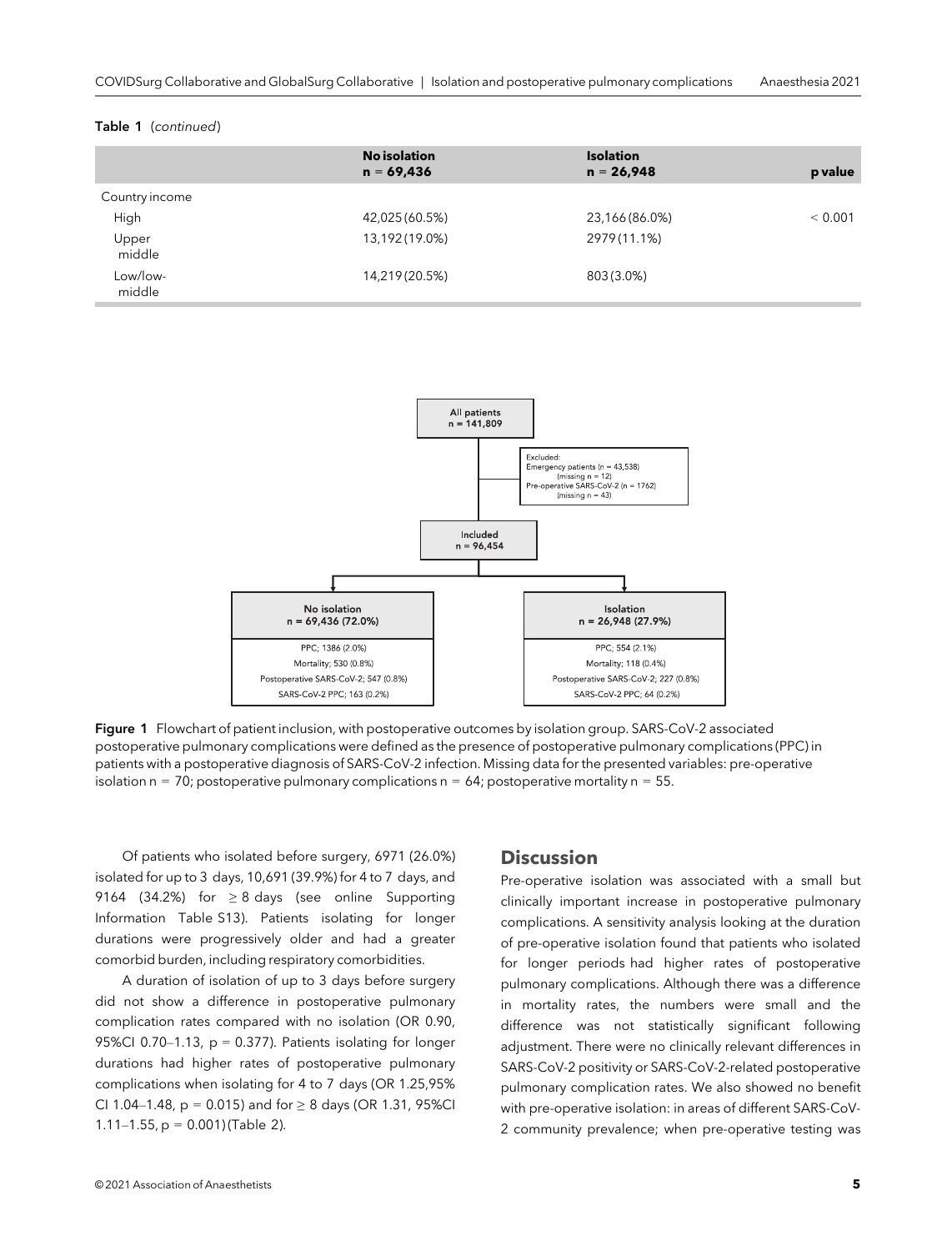**Table 1** (*continued*)

| | No isolation n = 69,436 | Isolation n = 26,948 | p value |
|---|---|---|---|
| Country income | | | |
| High | 42,025 (60.5%) | 23,166 (86.0%) | < 0.001 |
| Upper middle | 13,192 (19.0%) | 2979 (11.1%) | |
| Low/low-middle | 14,219 (20.5%) | 803 (3.0%) | |

**Figure 1** Flowchart of patient inclusion, with postoperative outcomes by isolation group. SARS-CoV-2 associated postoperative pulmonary complications were defined as the presence of postoperative pulmonary complications (PPC) in patients with a postoperative diagnosis of SARS-CoV-2 infection. Missing data for the presented variables: pre-operative isolation n = 70; postoperative pulmonary complications n = 64; postoperative mortality n = 55.

Of patients who isolated before surgery, 6971 (26.0%) isolated for up to 3 days, 10,691 (39.9%) for 4 to 7 days, and 9164 (34.2%) for ≥ 8 days (see online Supporting Information Table S13). Patients isolating for longer durations were progressively older and had a greater comorbid burden, including respiratory comorbidities.

A duration of isolation of up to 3 days before surgery did not show a difference in postoperative pulmonary complication rates compared with no isolation (OR 0.90, 95%CI 0.70–1.13, p = 0.377). Patients isolating for longer durations had higher rates of postoperative pulmonary complications when isolating for 4 to 7 days (OR 1.25,95% CI 1.04–1.48, p = 0.015) and for ≥ 8 days (OR 1.31, 95%CI 1.11–1.55, p = 0.001) (Table 2).

## Discussion

Pre-operative isolation was associated with a small but clinically important increase in postoperative pulmonary complications. A sensitivity analysis looking at the duration of pre-operative isolation found that patients who isolated for longer periods had higher rates of postoperative pulmonary complications. Although there was a difference in mortality rates, the numbers were small and the difference was not statistically significant following adjustment. There were no clinically relevant differences in SARS-CoV-2 positivity or SARS-CoV-2-related postoperative pulmonary complication rates. We also showed no benefit with pre-operative isolation: in areas of different SARS-CoV-2 community prevalence; when pre-operative testing was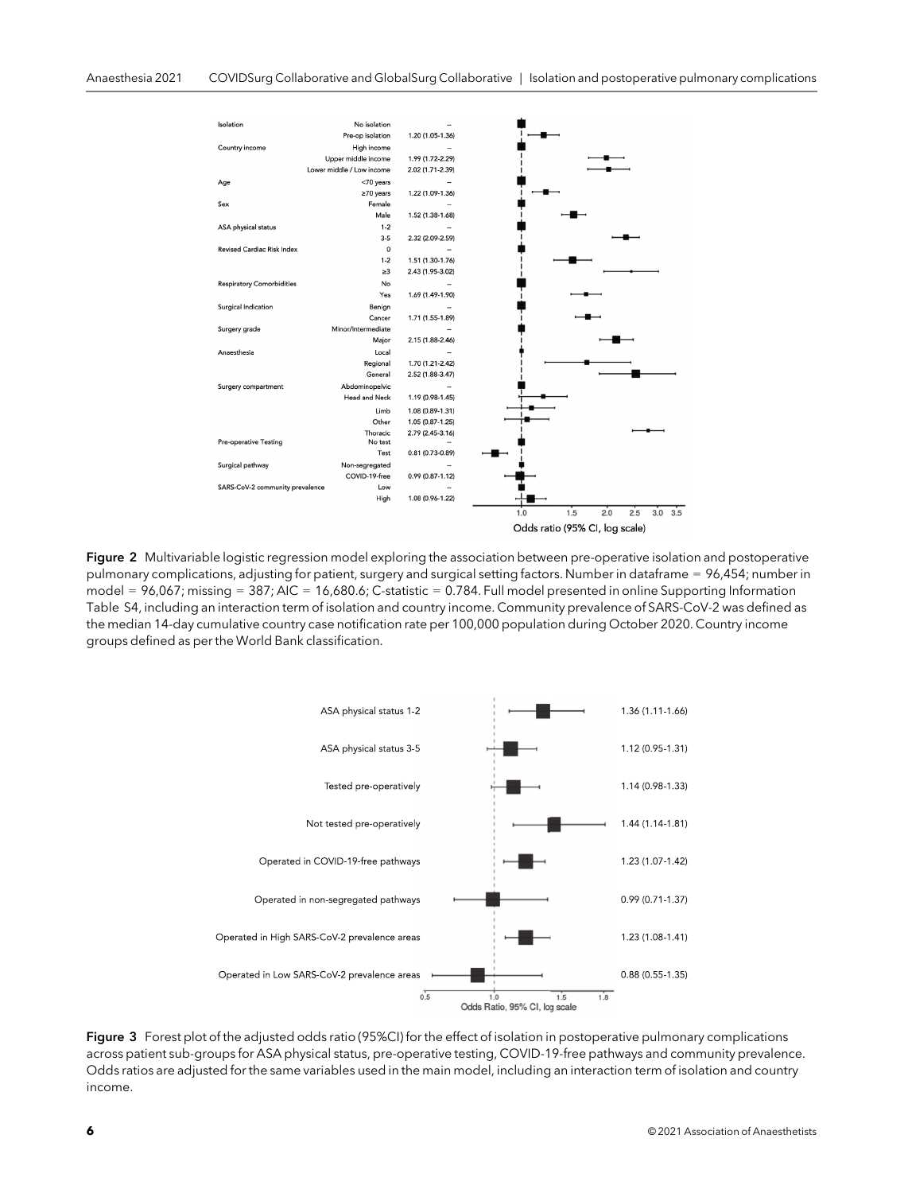| Variable | Level | OR (95% CI) |
| --- | --- | --- |
| Isolation | No isolation | – |
| | Pre-op isolation | 1.20 (1.05-1.36) |
| Country income | High income | – |
| | Upper middle income | 1.99 (1.72-2.29) |
| | Lower middle / Low income | 2.02 (1.71-2.39) |
| Age | <70 years | – |
| | ≥70 years | 1.22 (1.09-1.36) |
| Sex | Female | – |
| | Male | 1.52 (1.38-1.68) |
| ASA physical status | 1-2 | – |
| | 3-5 | 2.32 (2.09-2.59) |
| Revised Cardiac Risk Index | 0 | – |
| | 1-2 | 1.51 (1.30-1.76) |
| | ≥3 | 2.43 (1.95-3.02) |
| Respiratory Comorbidities | No | – |
| | Yes | 1.69 (1.49-1.90) |
| Surgical Indication | Benign | – |
| | Cancer | 1.71 (1.55-1.89) |
| Surgery grade | Minor/Intermediate | – |
| | Major | 2.15 (1.88-2.46) |
| Anaesthesia | Local | – |
| | Regional | 1.70 (1.21-2.42) |
| | General | 2.52 (1.88-3.47) |
| Surgery compartment | Abdominopelvic | – |
| | Head and Neck | 1.19 (0.98-1.45) |
| | Limb | 1.08 (0.89-1.31) |
| | Other | 1.05 (0.87-1.25) |
| | Thoracic | 2.79 (2.45-3.16) |
| Pre-operative Testing | No test | – |
| | Test | 0.81 (0.73-0.89) |
| Surgical pathway | Non-segregated | – |
| | COVID-19-free | 0.99 (0.87-1.12) |
| SARS-CoV-2 community prevalence | Low | – |
| | High | 1.08 (0.96-1.22) |

Odds ratio (95% CI, log scale)

**Figure 2** Multivariable logistic regression model exploring the association between pre-operative isolation and postoperative pulmonary complications, adjusting for patient, surgery and surgical setting factors. Number in dataframe = 96,454; number in model = 96,067; missing = 387; AIC = 16,680.6; C-statistic = 0.784. Full model presented in online Supporting Information Table S4, including an interaction term of isolation and country income. Community prevalence of SARS-CoV-2 was defined as the median 14-day cumulative country case notification rate per 100,000 population during October 2020. Country income groups defined as per the World Bank classification.

| Sub-group | OR (95% CI) |
| --- | --- |
| ASA physical status 1-2 | 1.36 (1.11-1.66) |
| ASA physical status 3-5 | 1.12 (0.95-1.31) |
| Tested pre-operatively | 1.14 (0.98-1.33) |
| Not tested pre-operatively | 1.44 (1.14-1.81) |
| Operated in COVID-19-free pathways | 1.23 (1.07-1.42) |
| Operated in non-segregated pathways | 0.99 (0.71-1.37) |
| Operated in High SARS-CoV-2 prevalence areas | 1.23 (1.08-1.41) |
| Operated in Low SARS-CoV-2 prevalence areas | 0.88 (0.55-1.35) |

Odds Ratio, 95% CI, log scale

**Figure 3** Forest plot of the adjusted odds ratio (95%CI) for the effect of isolation in postoperative pulmonary complications across patient sub-groups for ASA physical status, pre-operative testing, COVID-19-free pathways and community prevalence. Odds ratios are adjusted for the same variables used in the main model, including an interaction term of isolation and country income.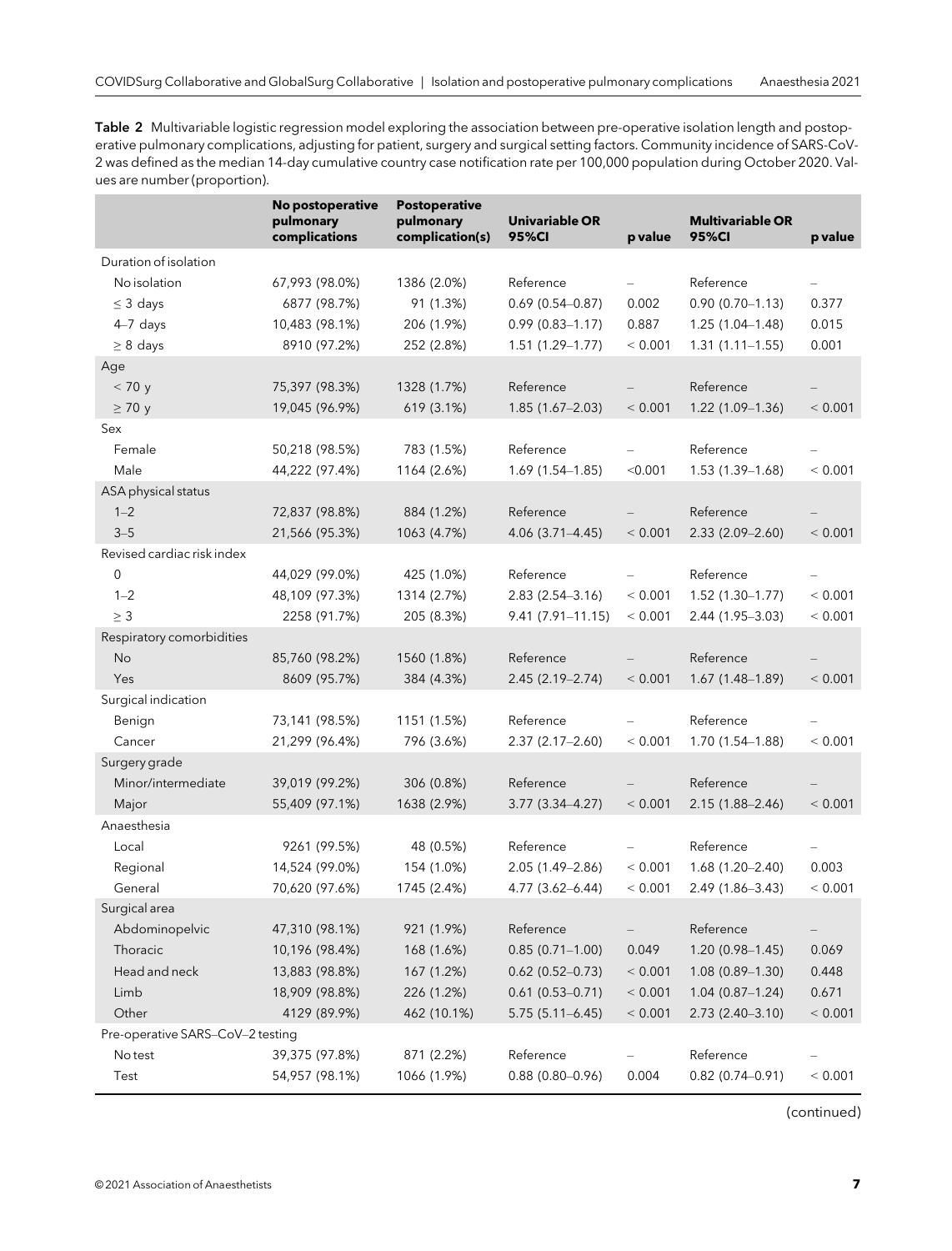**Table 2** Multivariable logistic regression model exploring the association between pre-operative isolation length and postoperative pulmonary complications, adjusting for patient, surgery and surgical setting factors. Community incidence of SARS-CoV-2 was defined as the median 14-day cumulative country case notification rate per 100,000 population during October 2020. Values are number (proportion).

| | No postoperative pulmonary complications | Postoperative pulmonary complication(s) | Univariable OR 95%CI | p value | Multivariable OR 95%CI | p value |
|---|---|---|---|---|---|---|
| Duration of isolation | | | | | | |
| No isolation | 67,993 (98.0%) | 1386 (2.0%) | Reference | – | Reference | – |
| ≤ 3 days | 6877 (98.7%) | 91 (1.3%) | 0.69 (0.54–0.87) | 0.002 | 0.90 (0.70–1.13) | 0.377 |
| 4–7 days | 10,483 (98.1%) | 206 (1.9%) | 0.99 (0.83–1.17) | 0.887 | 1.25 (1.04–1.48) | 0.015 |
| ≥ 8 days | 8910 (97.2%) | 252 (2.8%) | 1.51 (1.29–1.77) | < 0.001 | 1.31 (1.11–1.55) | 0.001 |
| Age | | | | | | |
| < 70 y | 75,397 (98.3%) | 1328 (1.7%) | Reference | – | Reference | – |
| ≥ 70 y | 19,045 (96.9%) | 619 (3.1%) | 1.85 (1.67–2.03) | < 0.001 | 1.22 (1.09–1.36) | < 0.001 |
| Sex | | | | | | |
| Female | 50,218 (98.5%) | 783 (1.5%) | Reference | – | Reference | – |
| Male | 44,222 (97.4%) | 1164 (2.6%) | 1.69 (1.54–1.85) | <0.001 | 1.53 (1.39–1.68) | < 0.001 |
| ASA physical status | | | | | | |
| 1–2 | 72,837 (98.8%) | 884 (1.2%) | Reference | – | Reference | – |
| 3–5 | 21,566 (95.3%) | 1063 (4.7%) | 4.06 (3.71–4.45) | < 0.001 | 2.33 (2.09–2.60) | < 0.001 |
| Revised cardiac risk index | | | | | | |
| 0 | 44,029 (99.0%) | 425 (1.0%) | Reference | – | Reference | – |
| 1–2 | 48,109 (97.3%) | 1314 (2.7%) | 2.83 (2.54–3.16) | < 0.001 | 1.52 (1.30–1.77) | < 0.001 |
| ≥ 3 | 2258 (91.7%) | 205 (8.3%) | 9.41 (7.91–11.15) | < 0.001 | 2.44 (1.95–3.03) | < 0.001 |
| Respiratory comorbidities | | | | | | |
| No | 85,760 (98.2%) | 1560 (1.8%) | Reference | – | Reference | – |
| Yes | 8609 (95.7%) | 384 (4.3%) | 2.45 (2.19–2.74) | < 0.001 | 1.67 (1.48–1.89) | < 0.001 |
| Surgical indication | | | | | | |
| Benign | 73,141 (98.5%) | 1151 (1.5%) | Reference | – | Reference | – |
| Cancer | 21,299 (96.4%) | 796 (3.6%) | 2.37 (2.17–2.60) | < 0.001 | 1.70 (1.54–1.88) | < 0.001 |
| Surgery grade | | | | | | |
| Minor/intermediate | 39,019 (99.2%) | 306 (0.8%) | Reference | – | Reference | – |
| Major | 55,409 (97.1%) | 1638 (2.9%) | 3.77 (3.34–4.27) | < 0.001 | 2.15 (1.88–2.46) | < 0.001 |
| Anaesthesia | | | | | | |
| Local | 9261 (99.5%) | 48 (0.5%) | Reference | – | Reference | – |
| Regional | 14,524 (99.0%) | 154 (1.0%) | 2.05 (1.49–2.86) | < 0.001 | 1.68 (1.20–2.40) | 0.003 |
| General | 70,620 (97.6%) | 1745 (2.4%) | 4.77 (3.62–6.44) | < 0.001 | 2.49 (1.86–3.43) | < 0.001 |
| Surgical area | | | | | | |
| Abdominopelvic | 47,310 (98.1%) | 921 (1.9%) | Reference | – | Reference | – |
| Thoracic | 10,196 (98.4%) | 168 (1.6%) | 0.85 (0.71–1.00) | 0.049 | 1.20 (0.98–1.45) | 0.069 |
| Head and neck | 13,883 (98.8%) | 167 (1.2%) | 0.62 (0.52–0.73) | < 0.001 | 1.08 (0.89–1.30) | 0.448 |
| Limb | 18,909 (98.8%) | 226 (1.2%) | 0.61 (0.53–0.71) | < 0.001 | 1.04 (0.87–1.24) | 0.671 |
| Other | 4129 (89.9%) | 462 (10.1%) | 5.75 (5.11–6.45) | < 0.001 | 2.73 (2.40–3.10) | < 0.001 |
| Pre-operative SARS–CoV–2 testing | | | | | | |
| No test | 39,375 (97.8%) | 871 (2.2%) | Reference | – | Reference | – |
| Test | 54,957 (98.1%) | 1066 (1.9%) | 0.88 (0.80–0.96) | 0.004 | 0.82 (0.74–0.91) | < 0.001 |

(continued)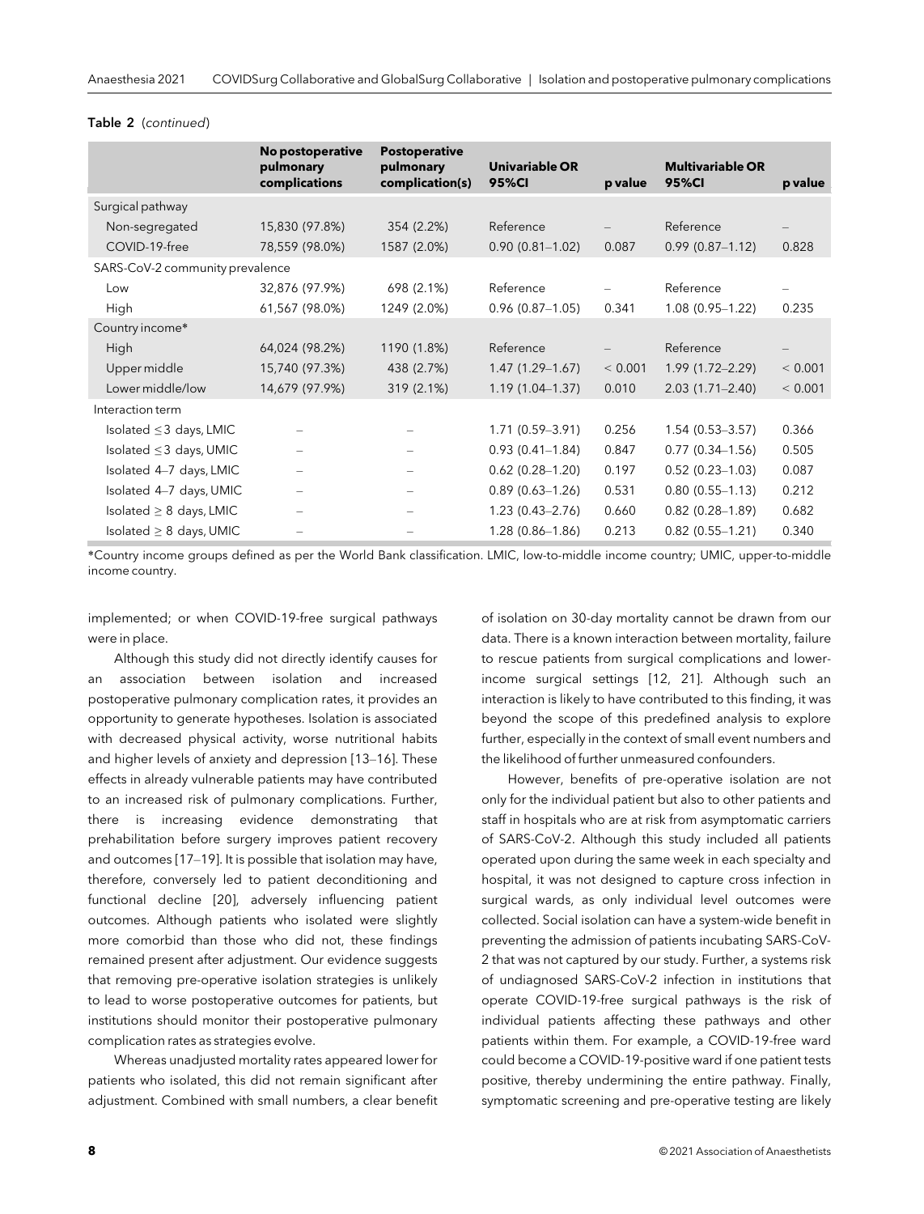**Table 2** (*continued*)

| | No postoperative pulmonary complications | Postoperative pulmonary complication(s) | Univariable OR 95%CI | p value | Multivariable OR 95%CI | p value |
|---|---|---|---|---|---|---|
| Surgical pathway | | | | | | |
| Non-segregated | 15,830 (97.8%) | 354 (2.2%) | Reference | – | Reference | – |
| COVID-19-free | 78,559 (98.0%) | 1587 (2.0%) | 0.90 (0.81–1.02) | 0.087 | 0.99 (0.87–1.12) | 0.828 |
| SARS-CoV-2 community prevalence | | | | | | |
| Low | 32,876 (97.9%) | 698 (2.1%) | Reference | – | Reference | – |
| High | 61,567 (98.0%) | 1249 (2.0%) | 0.96 (0.87–1.05) | 0.341 | 1.08 (0.95–1.22) | 0.235 |
| Country income* | | | | | | |
| High | 64,024 (98.2%) | 1190 (1.8%) | Reference | – | Reference | – |
| Upper middle | 15,740 (97.3%) | 438 (2.7%) | 1.47 (1.29–1.67) | < 0.001 | 1.99 (1.72–2.29) | < 0.001 |
| Lower middle/low | 14,679 (97.9%) | 319 (2.1%) | 1.19 (1.04–1.37) | 0.010 | 2.03 (1.71–2.40) | < 0.001 |
| Interaction term | | | | | | |
| Isolated ≤3 days, LMIC | – | – | 1.71 (0.59–3.91) | 0.256 | 1.54 (0.53–3.57) | 0.366 |
| Isolated ≤3 days, UMIC | – | – | 0.93 (0.41–1.84) | 0.847 | 0.77 (0.34–1.56) | 0.505 |
| Isolated 4–7 days, LMIC | – | – | 0.62 (0.28–1.20) | 0.197 | 0.52 (0.23–1.03) | 0.087 |
| Isolated 4–7 days, UMIC | – | – | 0.89 (0.63–1.26) | 0.531 | 0.80 (0.55–1.13) | 0.212 |
| Isolated ≥ 8 days, LMIC | – | – | 1.23 (0.43–2.76) | 0.660 | 0.82 (0.28–1.89) | 0.682 |
| Isolated ≥ 8 days, UMIC | – | – | 1.28 (0.86–1.86) | 0.213 | 0.82 (0.55–1.21) | 0.340 |

*Country income groups defined as per the World Bank classification. LMIC, low-to-middle income country; UMIC, upper-to-middle income country.

implemented; or when COVID-19-free surgical pathways were in place.

Although this study did not directly identify causes for an association between isolation and increased postoperative pulmonary complication rates, it provides an opportunity to generate hypotheses. Isolation is associated with decreased physical activity, worse nutritional habits and higher levels of anxiety and depression [13–16]. These effects in already vulnerable patients may have contributed to an increased risk of pulmonary complications. Further, there is increasing evidence demonstrating that prehabilitation before surgery improves patient recovery and outcomes [17–19]. It is possible that isolation may have, therefore, conversely led to patient deconditioning and functional decline [20], adversely influencing patient outcomes. Although patients who isolated were slightly more comorbid than those who did not, these findings remained present after adjustment. Our evidence suggests that removing pre-operative isolation strategies is unlikely to lead to worse postoperative outcomes for patients, but institutions should monitor their postoperative pulmonary complication rates as strategies evolve.

Whereas unadjusted mortality rates appeared lower for patients who isolated, this did not remain significant after adjustment. Combined with small numbers, a clear benefit of isolation on 30-day mortality cannot be drawn from our data. There is a known interaction between mortality, failure to rescue patients from surgical complications and lower-income surgical settings [12, 21]. Although such an interaction is likely to have contributed to this finding, it was beyond the scope of this predefined analysis to explore further, especially in the context of small event numbers and the likelihood of further unmeasured confounders.

However, benefits of pre-operative isolation are not only for the individual patient but also to other patients and staff in hospitals who are at risk from asymptomatic carriers of SARS-CoV-2. Although this study included all patients operated upon during the same week in each specialty and hospital, it was not designed to capture cross infection in surgical wards, as only individual level outcomes were collected. Social isolation can have a system-wide benefit in preventing the admission of patients incubating SARS-CoV-2 that was not captured by our study. Further, a systems risk of undiagnosed SARS-CoV-2 infection in institutions that operate COVID-19-free surgical pathways is the risk of individual patients affecting these pathways and other patients within them. For example, a COVID-19-free ward could become a COVID-19-positive ward if one patient tests positive, thereby undermining the entire pathway. Finally, symptomatic screening and pre-operative testing are likely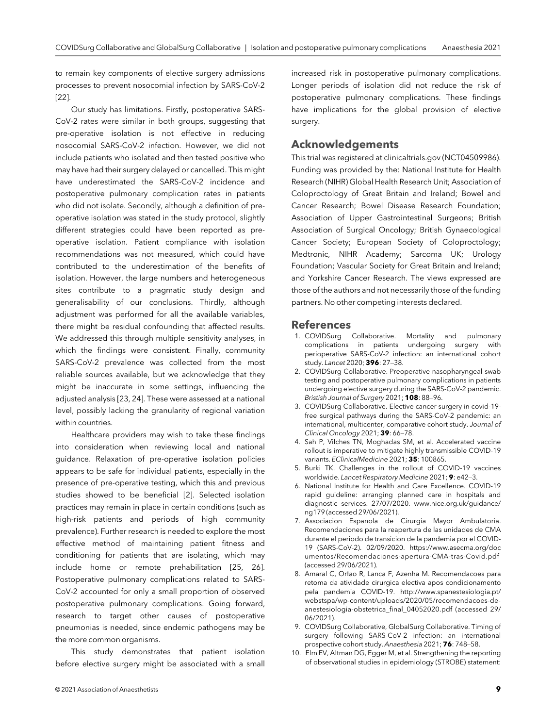to remain key components of elective surgery admissions processes to prevent nosocomial infection by SARS-CoV-2 [22].

Our study has limitations. Firstly, postoperative SARS-CoV-2 rates were similar in both groups, suggesting that pre-operative isolation is not effective in reducing nosocomial SARS-CoV-2 infection. However, we did not include patients who isolated and then tested positive who may have had their surgery delayed or cancelled. This might have underestimated the SARS-CoV-2 incidence and postoperative pulmonary complication rates in patients who did not isolate. Secondly, although a definition of pre-operative isolation was stated in the study protocol, slightly different strategies could have been reported as pre-operative isolation. Patient compliance with isolation recommendations was not measured, which could have contributed to the underestimation of the benefits of isolation. However, the large numbers and heterogeneous sites contribute to a pragmatic study design and generalisability of our conclusions. Thirdly, although adjustment was performed for all the available variables, there might be residual confounding that affected results. We addressed this through multiple sensitivity analyses, in which the findings were consistent. Finally, community SARS-CoV-2 prevalence was collected from the most reliable sources available, but we acknowledge that they might be inaccurate in some settings, influencing the adjusted analysis [23, 24]. These were assessed at a national level, possibly lacking the granularity of regional variation within countries.

Healthcare providers may wish to take these findings into consideration when reviewing local and national guidance. Relaxation of pre-operative isolation policies appears to be safe for individual patients, especially in the presence of pre-operative testing, which this and previous studies showed to be beneficial [2]. Selected isolation practices may remain in place in certain conditions (such as high-risk patients and periods of high community prevalence). Further research is needed to explore the most effective method of maintaining patient fitness and conditioning for patients that are isolating, which may include home or remote prehabilitation [25, 26]. Postoperative pulmonary complications related to SARS-CoV-2 accounted for only a small proportion of observed postoperative pulmonary complications. Going forward, research to target other causes of postoperative pneumonias is needed, since endemic pathogens may be the more common organisms.

This study demonstrates that patient isolation before elective surgery might be associated with a small increased risk in postoperative pulmonary complications. Longer periods of isolation did not reduce the risk of postoperative pulmonary complications. These findings have implications for the global provision of elective surgery.

## Acknowledgements

This trial was registered at clinicaltrials.gov (NCT04509986). Funding was provided by the: National Institute for Health Research (NIHR) Global Health Research Unit; Association of Coloproctology of Great Britain and Ireland; Bowel and Cancer Research; Bowel Disease Research Foundation; Association of Upper Gastrointestinal Surgeons; British Association of Surgical Oncology; British Gynaecological Cancer Society; European Society of Coloproctology; Medtronic, NIHR Academy; Sarcoma UK; Urology Foundation; Vascular Society for Great Britain and Ireland; and Yorkshire Cancer Research. The views expressed are those of the authors and not necessarily those of the funding partners. No other competing interests declared.

## References

1. COVIDSurg Collaborative. Mortality and pulmonary complications in patients undergoing surgery with perioperative SARS-CoV-2 infection: an international cohort study. *Lancet* 2020; **396**: 27–38.
2. COVIDSurg Collaborative. Preoperative nasopharyngeal swab testing and postoperative pulmonary complications in patients undergoing elective surgery during the SARS-CoV-2 pandemic. *British Journal of Surgery* 2021; **108**: 88–96.
3. COVIDSurg Collaborative. Elective cancer surgery in covid-19-free surgical pathways during the SARS-CoV-2 pandemic: an international, multicenter, comparative cohort study. *Journal of Clinical Oncology* 2021; **39**: 66–78.
4. Sah P, Vilches TN, Moghadas SM, et al. Accelerated vaccine rollout is imperative to mitigate highly transmissible COVID-19 variants. *EClinicalMedicine* 2021; **35**: 100865.
5. Burki TK. Challenges in the rollout of COVID-19 vaccines worldwide. *Lancet Respiratory Medicine* 2021; **9**: e42–3.
6. National Institute for Health and Care Excellence. COVID-19 rapid guideline: arranging planned care in hospitals and diagnostic services. 27/07/2020. www.nice.org.uk/guidance/ng179 (accessed 29/06/2021).
7. Associacion Espanola de Cirurgia Mayor Ambulatoria. Recomendaciones para la reapertura de las unidades de CMA durante el periodo de transicion de la pandemia por el COVID-19 (SARS-CoV-2). 02/09/2020. https://www.asecma.org/documentos/Recomendaciones-apertura-CMA-tras-Covid.pdf (accessed 29/06/2021).
8. Amaral C, Orfao R, Lanca F, Azenha M. Recomendacoes para retoma da atividade cirurgica electiva apos condicionamento pela pandemia COVID-19. http://www.spanestesiologia.pt/webstspa/wp-content/uploads/2020/05/recomendacoes-de-anestesiologia-obstetrica_final_04052020.pdf (accessed 29/06/2021).
9. COVIDSurg Collaborative, GlobalSurg Collaborative. Timing of surgery following SARS-CoV-2 infection: an international prospective cohort study. *Anaesthesia* 2021; **76**: 748–58.
10. Elm EV, Altman DG, Egger M, et al. Strengthening the reporting of observational studies in epidemiology (STROBE) statement: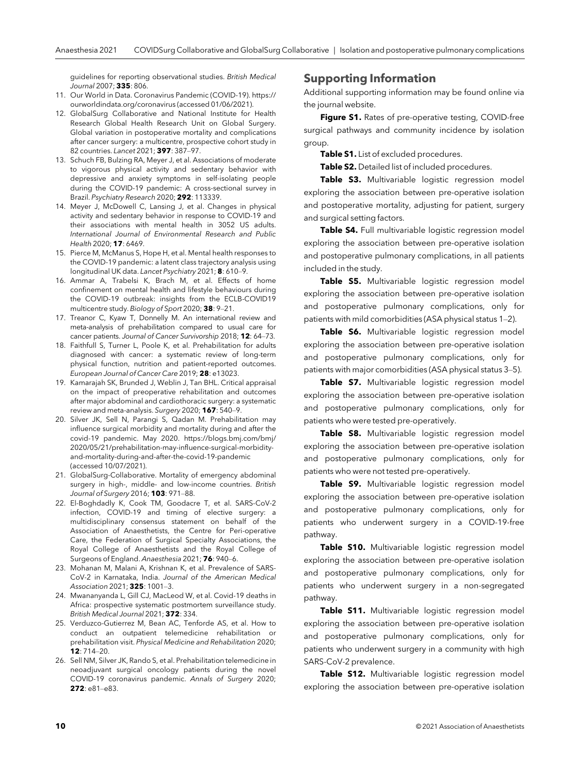guidelines for reporting observational studies. *British Medical Journal* 2007; **335**: 806.

11. Our World in Data. Coronavirus Pandemic (COVID-19). https://ourworldindata.org/coronavirus (accessed 01/06/2021).
12. GlobalSurg Collaborative and National Institute for Health Research Global Health Research Unit on Global Surgery. Global variation in postoperative mortality and complications after cancer surgery: a multicentre, prospective cohort study in 82 countries. *Lancet* 2021; **397**: 387–97.
13. Schuch FB, Bulzing RA, Meyer J, et al. Associations of moderate to vigorous physical activity and sedentary behavior with depressive and anxiety symptoms in self-isolating people during the COVID-19 pandemic: A cross-sectional survey in Brazil. *Psychiatry Research* 2020; **292**: 113339.
14. Meyer J, McDowell C, Lansing J, et al. Changes in physical activity and sedentary behavior in response to COVID-19 and their associations with mental health in 3052 US adults. *International Journal of Environmental Research and Public Health* 2020; **17**: 6469.
15. Pierce M, McManus S, Hope H, et al. Mental health responses to the COVID-19 pandemic: a latent class trajectory analysis using longitudinal UK data. *Lancet Psychiatry* 2021; **8**: 610–9.
16. Ammar A, Trabelsi K, Brach M, et al. Effects of home confinement on mental health and lifestyle behaviours during the COVID-19 outbreak: insights from the ECLB-COVID19 multicentre study. *Biology of Sport* 2020; **38**: 9–21.
17. Treanor C, Kyaw T, Donnelly M. An international review and meta-analysis of prehabilitation compared to usual care for cancer patients. *Journal of Cancer Survivorship* 2018; **12**: 64–73.
18. Faithfull S, Turner L, Poole K, et al. Prehabilitation for adults diagnosed with cancer: a systematic review of long-term physical function, nutrition and patient-reported outcomes. *European Journal of Cancer Care* 2019; **28**: e13023.
19. Kamarajah SK, Brunded J, Weblin J, Tan BHL. Critical appraisal on the impact of preoperative rehabilitation and outcomes after major abdominal and cardiothoracic surgery: a systematic review and meta-analysis. *Surgery* 2020; **167**: 540–9.
20. Silver JK, Sell N, Parangi S, Qadan M. Prehabilitation may influence surgical morbidity and mortality during and after the covid-19 pandemic. May 2020. https://blogs.bmj.com/bmj/2020/05/21/prehabilitation-may-influence-surgical-morbidity-and-mortality-during-and-after-the-covid-19-pandemic (accessed 10/07/2021).
21. GlobalSurg-Collaborative. Mortality of emergency abdominal surgery in high-, middle- and low-income countries. *British Journal of Surgery* 2016; **103**: 971–88.
22. El-Boghdadly K, Cook TM, Goodacre T, et al. SARS-CoV-2 infection, COVID-19 and timing of elective surgery: a multidisciplinary consensus statement on behalf of the Association of Anaesthetists, the Centre for Peri-operative Care, the Federation of Surgical Specialty Associations, the Royal College of Anaesthetists and the Royal College of Surgeons of England. *Anaesthesia* 2021; **76**: 940–6.
23. Mohanan M, Malani A, Krishnan K, et al. Prevalence of SARS-CoV-2 in Karnataka, India. *Journal of the American Medical Association* 2021; **325**: 1001–3.
24. Mwananyanda L, Gill CJ, MacLeod W, et al. Covid-19 deaths in Africa: prospective systematic postmortem surveillance study. *British Medical Journal* 2021; **372**: 334.
25. Verduzco-Gutierrez M, Bean AC, Tenforde AS, et al. How to conduct an outpatient telemedicine rehabilitation or prehabilitation visit. *Physical Medicine and Rehabilitation* 2020; **12**: 714–20.
26. Sell NM, Silver JK, Rando S, et al. Prehabilitation telemedicine in neoadjuvant surgical oncology patients during the novel COVID-19 coronavirus pandemic. *Annals of Surgery* 2020; **272**: e81–e83.

## Supporting Information

Additional supporting information may be found online via the journal website.

**Figure S1.** Rates of pre-operative testing, COVID-free surgical pathways and community incidence by isolation group.

**Table S1.** List of excluded procedures.

**Table S2.** Detailed list of included procedures.

**Table S3.** Multivariable logistic regression model exploring the association between pre-operative isolation and postoperative mortality, adjusting for patient, surgery and surgical setting factors.

**Table S4.** Full multivariable logistic regression model exploring the association between pre-operative isolation and postoperative pulmonary complications, in all patients included in the study.

**Table S5.** Multivariable logistic regression model exploring the association between pre-operative isolation and postoperative pulmonary complications, only for patients with mild comorbidities (ASA physical status 1–2).

**Table S6.** Multivariable logistic regression model exploring the association between pre-operative isolation and postoperative pulmonary complications, only for patients with major comorbidities (ASA physical status 3–5).

**Table S7.** Multivariable logistic regression model exploring the association between pre-operative isolation and postoperative pulmonary complications, only for patients who were tested pre-operatively.

**Table S8.** Multivariable logistic regression model exploring the association between pre-operative isolation and postoperative pulmonary complications, only for patients who were not tested pre-operatively.

**Table S9.** Multivariable logistic regression model exploring the association between pre-operative isolation and postoperative pulmonary complications, only for patients who underwent surgery in a COVID-19-free pathway.

**Table S10.** Multivariable logistic regression model exploring the association between pre-operative isolation and postoperative pulmonary complications, only for patients who underwent surgery in a non-segregated pathway.

**Table S11.** Multivariable logistic regression model exploring the association between pre-operative isolation and postoperative pulmonary complications, only for patients who underwent surgery in a community with high SARS-CoV-2 prevalence.

**Table S12.** Multivariable logistic regression model exploring the association between pre-operative isolation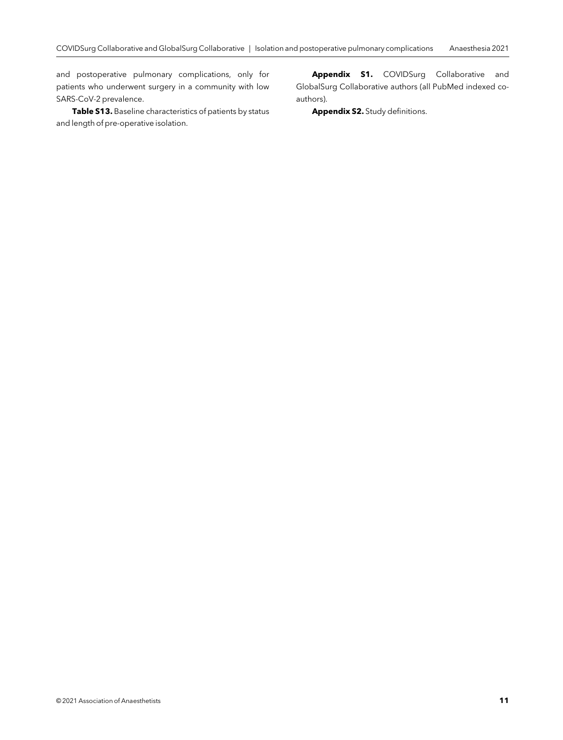and postoperative pulmonary complications, only for patients who underwent surgery in a community with low SARS-CoV-2 prevalence.

**Table S13.** Baseline characteristics of patients by status and length of pre-operative isolation.

**Appendix S1.** COVIDSurg Collaborative and GlobalSurg Collaborative authors (all PubMed indexed co-authors).

**Appendix S2.** Study definitions.